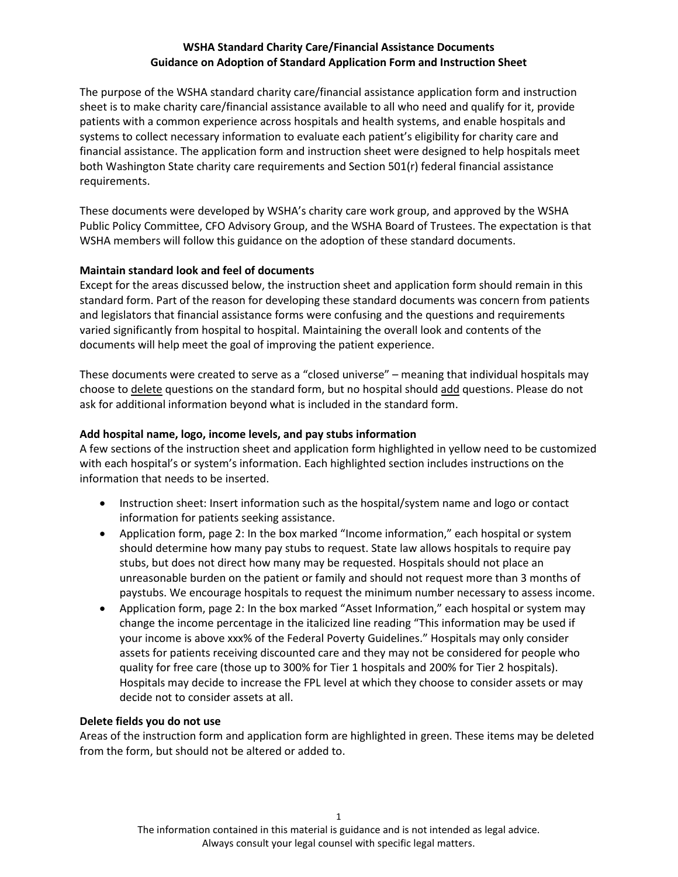# WSHA Standard Charity Care/Financial Assistance Documents
## Guidance on Adoption of Standard Application Form and Instruction Sheet

The purpose of the WSHA standard charity care/financial assistance application form and instruction sheet is to make charity care/financial assistance available to all who need and qualify for it, provide patients with a common experience across hospitals and health systems, and enable hospitals and systems to collect necessary information to evaluate each patient's eligibility for charity care and financial assistance. The application form and instruction sheet were designed to help hospitals meet both Washington State charity care requirements and Section 501(r) federal financial assistance requirements.

These documents were developed by WSHA's charity care work group, and approved by the WSHA Public Policy Committee, CFO Advisory Group, and the WSHA Board of Trustees. The expectation is that WSHA members will follow this guidance on the adoption of these standard documents.

**Maintain standard look and feel of documents**

Except for the areas discussed below, the instruction sheet and application form should remain in this standard form. Part of the reason for developing these standard documents was concern from patients and legislators that financial assistance forms were confusing and the questions and requirements varied significantly from hospital to hospital. Maintaining the overall look and contents of the documents will help meet the goal of improving the patient experience.

These documents were created to serve as a "closed universe" – meaning that individual hospitals may choose to <u>delete</u> questions on the standard form, but no hospital should <u>add</u> questions. Please do not ask for additional information beyond what is included in the standard form.

**Add hospital name, logo, income levels, and pay stubs information**

A few sections of the instruction sheet and application form highlighted in yellow need to be customized with each hospital's or system's information. Each highlighted section includes instructions on the information that needs to be inserted.

- Instruction sheet: Insert information such as the hospital/system name and logo or contact information for patients seeking assistance.
- Application form, page 2: In the box marked "Income information," each hospital or system should determine how many pay stubs to request. State law allows hospitals to require pay stubs, but does not direct how many may be requested. Hospitals should not place an unreasonable burden on the patient or family and should not request more than 3 months of paystubs. We encourage hospitals to request the minimum number necessary to assess income.
- Application form, page 2: In the box marked "Asset Information," each hospital or system may change the income percentage in the italicized line reading "This information may be used if your income is above xxx% of the Federal Poverty Guidelines." Hospitals may only consider assets for patients receiving discounted care and they may not be considered for people who quality for free care (those up to 300% for Tier 1 hospitals and 200% for Tier 2 hospitals). Hospitals may decide to increase the FPL level at which they choose to consider assets or may decide not to consider assets at all.

**Delete fields you do not use**

Areas of the instruction form and application form are highlighted in green. These items may be deleted from the form, but should not be altered or added to.

The information contained in this material is guidance and is not intended as legal advice. Always consult your legal counsel with specific legal matters.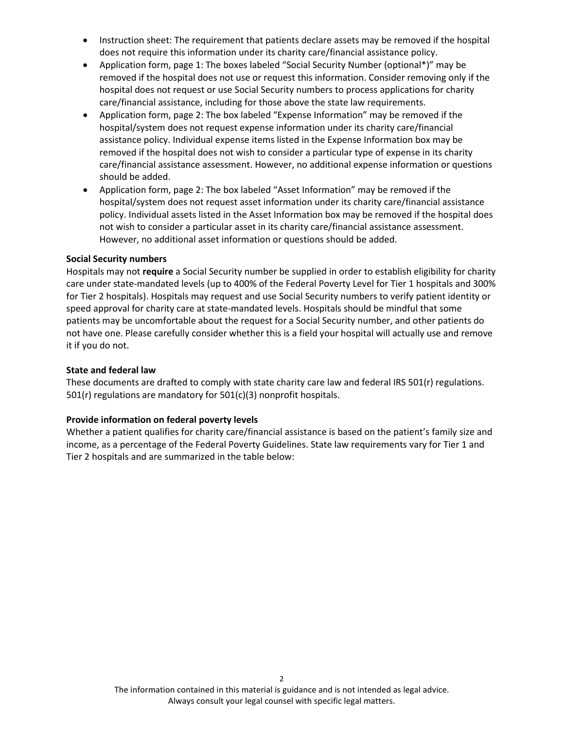- Instruction sheet: The requirement that patients declare assets may be removed if the hospital does not require this information under its charity care/financial assistance policy.
- Application form, page 1: The boxes labeled "Social Security Number (optional*)" may be removed if the hospital does not use or request this information. Consider removing only if the hospital does not request or use Social Security numbers to process applications for charity care/financial assistance, including for those above the state law requirements.
- Application form, page 2: The box labeled "Expense Information" may be removed if the hospital/system does not request expense information under its charity care/financial assistance policy. Individual expense items listed in the Expense Information box may be removed if the hospital does not wish to consider a particular type of expense in its charity care/financial assistance assessment. However, no additional expense information or questions should be added.
- Application form, page 2: The box labeled "Asset Information" may be removed if the hospital/system does not request asset information under its charity care/financial assistance policy. Individual assets listed in the Asset Information box may be removed if the hospital does not wish to consider a particular asset in its charity care/financial assistance assessment. However, no additional asset information or questions should be added.

**Social Security numbers**

Hospitals may not **require** a Social Security number be supplied in order to establish eligibility for charity care under state-mandated levels (up to 400% of the Federal Poverty Level for Tier 1 hospitals and 300% for Tier 2 hospitals). Hospitals may request and use Social Security numbers to verify patient identity or speed approval for charity care at state-mandated levels. Hospitals should be mindful that some patients may be uncomfortable about the request for a Social Security number, and other patients do not have one. Please carefully consider whether this is a field your hospital will actually use and remove it if you do not.

**State and federal law**

These documents are drafted to comply with state charity care law and federal IRS 501(r) regulations. 501(r) regulations are mandatory for 501(c)(3) nonprofit hospitals.

**Provide information on federal poverty levels**

Whether a patient qualifies for charity care/financial assistance is based on the patient's family size and income, as a percentage of the Federal Poverty Guidelines. State law requirements vary for Tier 1 and Tier 2 hospitals and are summarized in the table below:

The information contained in this material is guidance and is not intended as legal advice. Always consult your legal counsel with specific legal matters.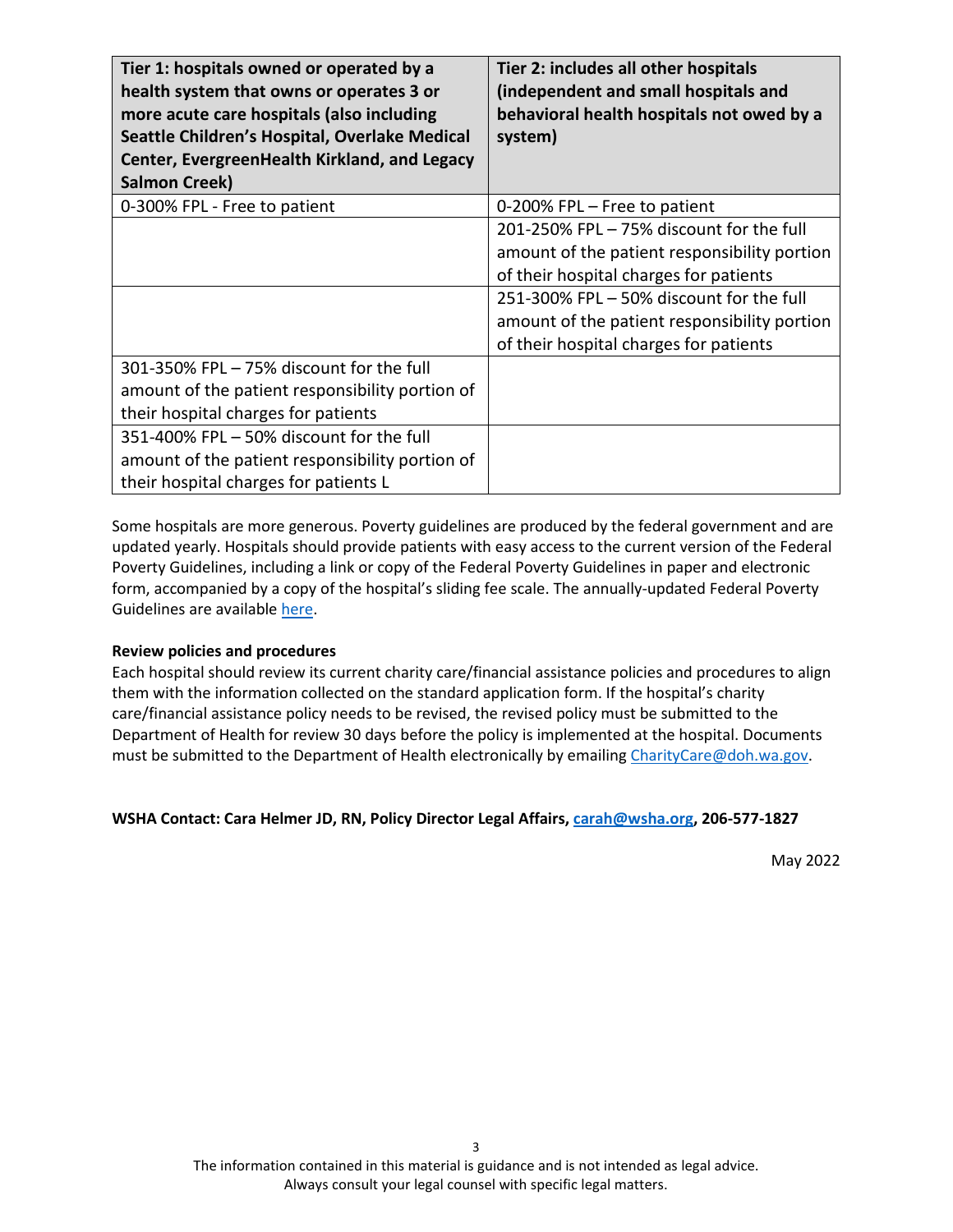| Tier 1: hospitals owned or operated by a health system that owns or operates 3 or more acute care hospitals (also including Seattle Children's Hospital, Overlake Medical Center, EvergreenHealth Kirkland, and Legacy Salmon Creek) | Tier 2: includes all other hospitals (independent and small hospitals and behavioral health hospitals not owed by a system) |
|---|---|
| 0-300% FPL - Free to patient | 0-200% FPL – Free to patient |
| | 201-250% FPL – 75% discount for the full amount of the patient responsibility portion of their hospital charges for patients |
| | 251-300% FPL – 50% discount for the full amount of the patient responsibility portion of their hospital charges for patients |
| 301-350% FPL – 75% discount for the full amount of the patient responsibility portion of their hospital charges for patients | |
| 351-400% FPL – 50% discount for the full amount of the patient responsibility portion of their hospital charges for patients L | |

Some hospitals are more generous. Poverty guidelines are produced by the federal government and are updated yearly. Hospitals should provide patients with easy access to the current version of the Federal Poverty Guidelines, including a link or copy of the Federal Poverty Guidelines in paper and electronic form, accompanied by a copy of the hospital's sliding fee scale. The annually-updated Federal Poverty Guidelines are available here.

**Review policies and procedures**

Each hospital should review its current charity care/financial assistance policies and procedures to align them with the information collected on the standard application form. If the hospital's charity care/financial assistance policy needs to be revised, the revised policy must be submitted to the Department of Health for review 30 days before the policy is implemented at the hospital. Documents must be submitted to the Department of Health electronically by emailing CharityCare@doh.wa.gov.

**WSHA Contact: Cara Helmer JD, RN, Policy Director Legal Affairs, carah@wsha.org, 206-577-1827**

May 2022

The information contained in this material is guidance and is not intended as legal advice. Always consult your legal counsel with specific legal matters.